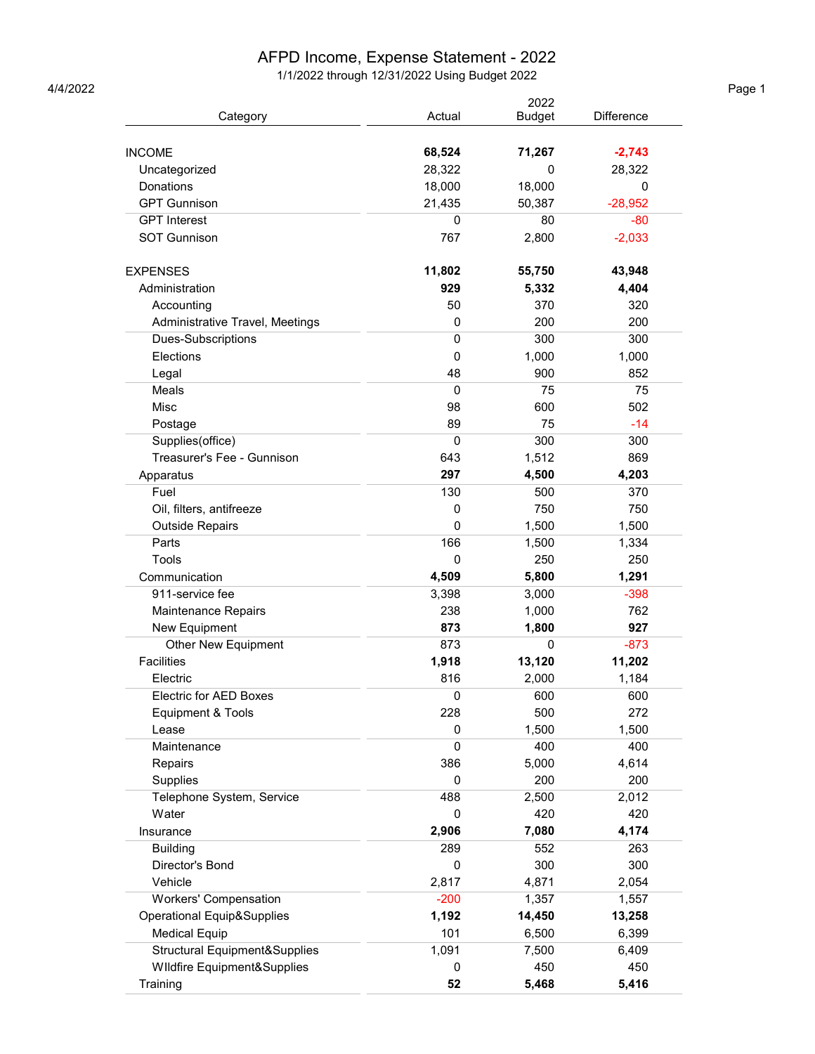# AFPD Income, Expense Statement - 2022

1/1/2022 through 12/31/2022 Using Budget 2022

4/4/2022

| Category | Actual | 2022 Budget | Difference |
|---|---|---|---|
| INCOME | **68,524** | **71,267** | **-2,743** |
| Uncategorized | 28,322 | 0 | 28,322 |
| Donations | 18,000 | 18,000 | 0 |
| GPT Gunnison | 21,435 | 50,387 | -28,952 |
| GPT Interest | 0 | 80 | -80 |
| SOT Gunnison | 767 | 2,800 | -2,033 |
| | | | |
| EXPENSES | **11,802** | **55,750** | **43,948** |
| Administration | **929** | **5,332** | **4,404** |
| Accounting | 50 | 370 | 320 |
| Administrative Travel, Meetings | 0 | 200 | 200 |
| Dues-Subscriptions | 0 | 300 | 300 |
| Elections | 0 | 1,000 | 1,000 |
| Legal | 48 | 900 | 852 |
| Meals | 0 | 75 | 75 |
| Misc | 98 | 600 | 502 |
| Postage | 89 | 75 | -14 |
| Supplies(office) | 0 | 300 | 300 |
| Treasurer's Fee - Gunnison | 643 | 1,512 | 869 |
| Apparatus | **297** | **4,500** | **4,203** |
| Fuel | 130 | 500 | 370 |
| Oil, filters, antifreeze | 0 | 750 | 750 |
| Outside Repairs | 0 | 1,500 | 1,500 |
| Parts | 166 | 1,500 | 1,334 |
| Tools | 0 | 250 | 250 |
| Communication | **4,509** | **5,800** | **1,291** |
| 911-service fee | 3,398 | 3,000 | -398 |
| Maintenance Repairs | 238 | 1,000 | 762 |
| New Equipment | **873** | **1,800** | **927** |
| Other New Equipment | 873 | 0 | -873 |
| Facilities | **1,918** | **13,120** | **11,202** |
| Electric | 816 | 2,000 | 1,184 |
| Electric for AED Boxes | 0 | 600 | 600 |
| Equipment & Tools | 228 | 500 | 272 |
| Lease | 0 | 1,500 | 1,500 |
| Maintenance | 0 | 400 | 400 |
| Repairs | 386 | 5,000 | 4,614 |
| Supplies | 0 | 200 | 200 |
| Telephone System, Service | 488 | 2,500 | 2,012 |
| Water | 0 | 420 | 420 |
| Insurance | **2,906** | **7,080** | **4,174** |
| Building | 289 | 552 | 263 |
| Director's Bond | 0 | 300 | 300 |
| Vehicle | 2,817 | 4,871 | 2,054 |
| Workers' Compensation | -200 | 1,357 | 1,557 |
| Operational Equip&Supplies | **1,192** | **14,450** | **13,258** |
| Medical Equip | 101 | 6,500 | 6,399 |
| Structural Equipment&Supplies | 1,091 | 7,500 | 6,409 |
| WIldfire Equipment&Supplies | 0 | 450 | 450 |
| Training | **52** | **5,468** | **5,416** |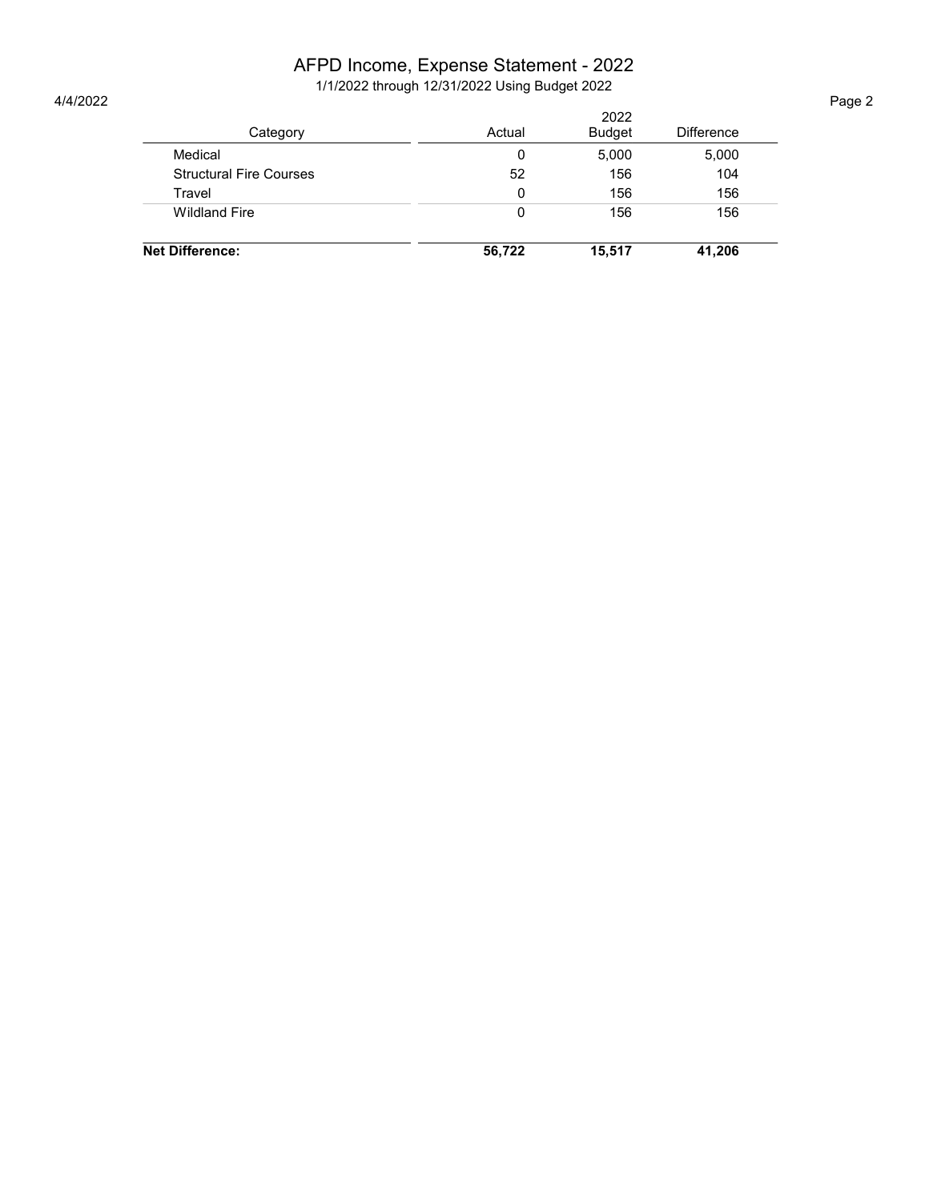# AFPD Income, Expense Statement - 2022

1/1/2022 through 12/31/2022 Using Budget 2022

4/4/2022

| Category | Actual | 2022 Budget | Difference |
|---|---|---|---|
| Medical | 0 | 5,000 | 5,000 |
| Structural Fire Courses | 52 | 156 | 104 |
| Travel | 0 | 156 | 156 |
| Wildland Fire | 0 | 156 | 156 |
| **Net Difference:** | **56,722** | **15,517** | **41,206** |